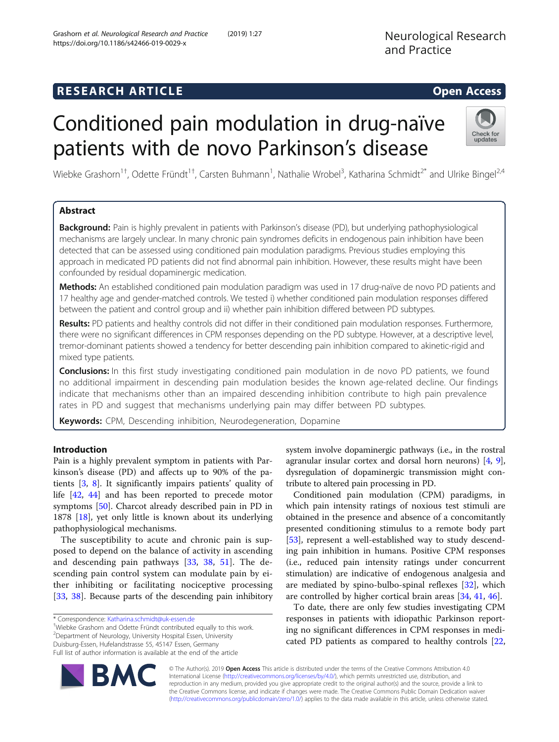RESEARCH ARTICLE

Open Access

# Conditioned pain modulation in drug-naïve patients with de novo Parkinson's disease

Wiebke Grashorn[1†], Odette Fründt[1†], Carsten Buhmann[1], Nathalie Wrobel[3], Katharina Schmidt[2*] and Ulrike Bingel[2,4]

## Abstract

**Background:** Pain is highly prevalent in patients with Parkinson's disease (PD), but underlying pathophysiological mechanisms are largely unclear. In many chronic pain syndromes deficits in endogenous pain inhibition have been detected that can be assessed using conditioned pain modulation paradigms. Previous studies employing this approach in medicated PD patients did not find abnormal pain inhibition. However, these results might have been confounded by residual dopaminergic medication.

**Methods:** An established conditioned pain modulation paradigm was used in 17 drug-naïve de novo PD patients and 17 healthy age and gender-matched controls. We tested i) whether conditioned pain modulation responses differed between the patient and control group and ii) whether pain inhibition differed between PD subtypes.

**Results:** PD patients and healthy controls did not differ in their conditioned pain modulation responses. Furthermore, there were no significant differences in CPM responses depending on the PD subtype. However, at a descriptive level, tremor-dominant patients showed a tendency for better descending pain inhibition compared to akinetic-rigid and mixed type patients.

**Conclusions:** In this first study investigating conditioned pain modulation in de novo PD patients, we found no additional impairment in descending pain modulation besides the known age-related decline. Our findings indicate that mechanisms other than an impaired descending inhibition contribute to high pain prevalence rates in PD and suggest that mechanisms underlying pain may differ between PD subtypes.

**Keywords:** CPM, Descending inhibition, Neurodegeneration, Dopamine

## Introduction

Pain is a highly prevalent symptom in patients with Parkinson's disease (PD) and affects up to 90% of the patients [3, 8]. It significantly impairs patients' quality of life [42, 44] and has been reported to precede motor symptoms [50]. Charcot already described pain in PD in 1878 [18], yet only little is known about its underlying pathophysiological mechanisms.

The susceptibility to acute and chronic pain is supposed to depend on the balance of activity in ascending and descending pain pathways [33, 38, 51]. The descending pain control system can modulate pain by either inhibiting or facilitating nociceptive processing [33, 38]. Because parts of the descending pain inhibitory system involve dopaminergic pathways (i.e., in the rostral agranular insular cortex and dorsal horn neurons) [4, 9], dysregulation of dopaminergic transmission might contribute to altered pain processing in PD.

Conditioned pain modulation (CPM) paradigms, in which pain intensity ratings of noxious test stimuli are obtained in the presence and absence of a concomitantly presented conditioning stimulus to a remote body part [53], represent a well-established way to study descending pain inhibition in humans. Positive CPM responses (i.e., reduced pain intensity ratings under concurrent stimulation) are indicative of endogenous analgesia and are mediated by spino-bulbo-spinal reflexes [32], which are controlled by higher cortical brain areas [34, 41, 46].

To date, there are only few studies investigating CPM responses in patients with idiopathic Parkinson reporting no significant differences in CPM responses in medicated PD patients as compared to healthy controls [22,

\* Correspondence: Katharina.schmidt@uk-essen.de
†Wiebke Grashorn and Odette Fründt contributed equally to this work.
[2]Department of Neurology, University Hospital Essen, University Duisburg-Essen, Hufelandstrasse 55, 45147 Essen, Germany
Full list of author information is available at the end of the article

© The Author(s). 2019 **Open Access** This article is distributed under the terms of the Creative Commons Attribution 4.0 International License (http://creativecommons.org/licenses/by/4.0/), which permits unrestricted use, distribution, and reproduction in any medium, provided you give appropriate credit to the original author(s) and the source, provide a link to the Creative Commons license, and indicate if changes were made. The Creative Commons Public Domain Dedication waiver (http://creativecommons.org/publicdomain/zero/1.0/) applies to the data made available in this article, unless otherwise stated.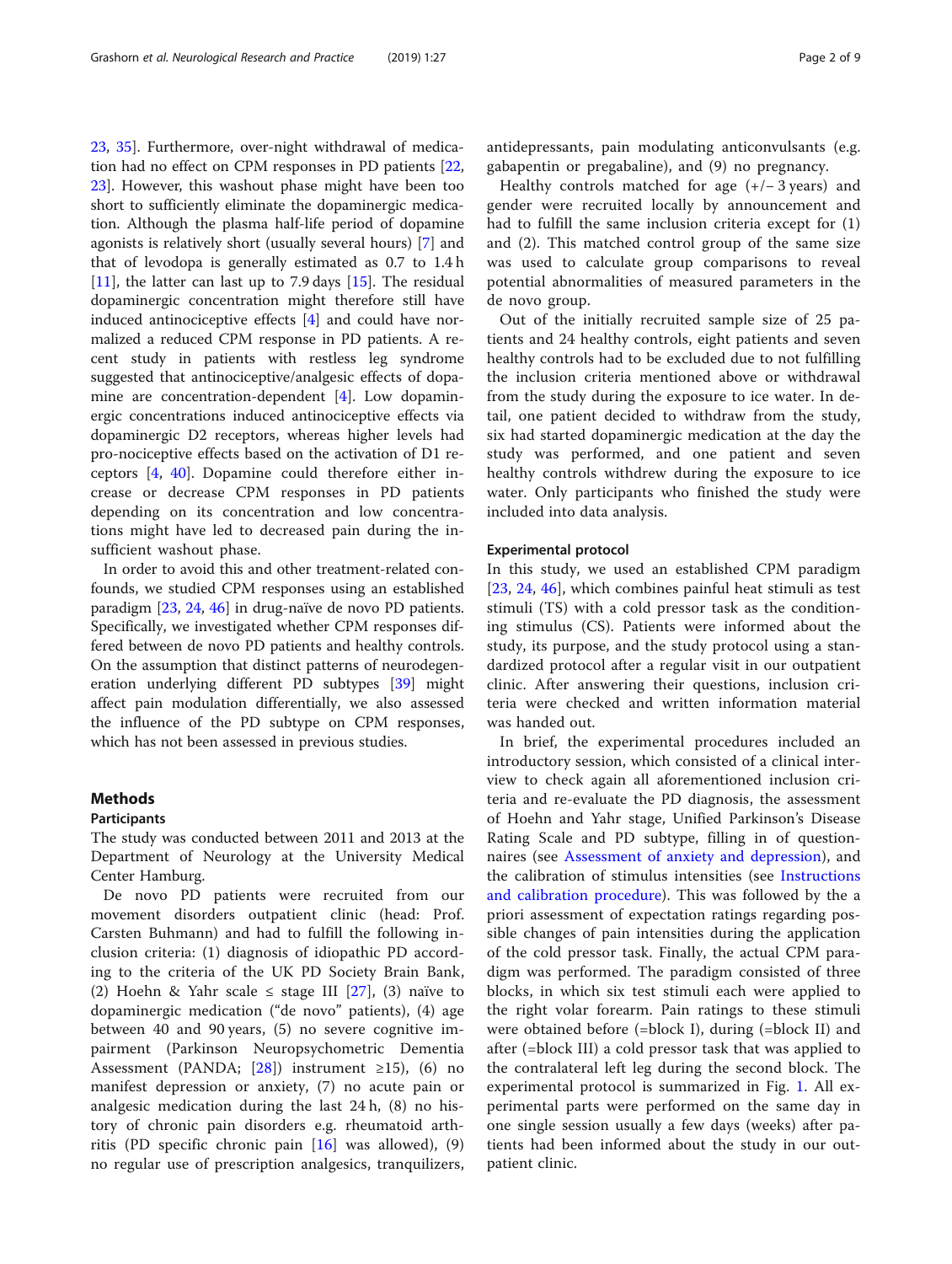23, 35]. Furthermore, over-night withdrawal of medication had no effect on CPM responses in PD patients [22, 23]. However, this washout phase might have been too short to sufficiently eliminate the dopaminergic medication. Although the plasma half-life period of dopamine agonists is relatively short (usually several hours) [7] and that of levodopa is generally estimated as 0.7 to 1.4 h [11], the latter can last up to 7.9 days [15]. The residual dopaminergic concentration might therefore still have induced antinociceptive effects [4] and could have normalized a reduced CPM response in PD patients. A recent study in patients with restless leg syndrome suggested that antinociceptive/analgesic effects of dopamine are concentration-dependent [4]. Low dopaminergic concentrations induced antinociceptive effects via dopaminergic D2 receptors, whereas higher levels had pro-nociceptive effects based on the activation of D1 receptors [4, 40]. Dopamine could therefore either increase or decrease CPM responses in PD patients depending on its concentration and low concentrations might have led to decreased pain during the insufficient washout phase.

In order to avoid this and other treatment-related confounds, we studied CPM responses using an established paradigm [23, 24, 46] in drug-naïve de novo PD patients. Specifically, we investigated whether CPM responses differed between de novo PD patients and healthy controls. On the assumption that distinct patterns of neurodegeneration underlying different PD subtypes [39] might affect pain modulation differentially, we also assessed the influence of the PD subtype on CPM responses, which has not been assessed in previous studies.

## Methods

### Participants

The study was conducted between 2011 and 2013 at the Department of Neurology at the University Medical Center Hamburg.

De novo PD patients were recruited from our movement disorders outpatient clinic (head: Prof. Carsten Buhmann) and had to fulfill the following inclusion criteria: (1) diagnosis of idiopathic PD according to the criteria of the UK PD Society Brain Bank, (2) Hoehn & Yahr scale ≤ stage III [27], (3) naïve to dopaminergic medication ("de novo" patients), (4) age between 40 and 90 years, (5) no severe cognitive impairment (Parkinson Neuropsychometric Dementia Assessment (PANDA; [28]) instrument ≥15), (6) no manifest depression or anxiety, (7) no acute pain or analgesic medication during the last 24 h, (8) no history of chronic pain disorders e.g. rheumatoid arthritis (PD specific chronic pain [16] was allowed), (9) no regular use of prescription analgesics, tranquilizers, antidepressants, pain modulating anticonvulsants (e.g. gabapentin or pregabaline), and (9) no pregnancy.

Healthy controls matched for age (+/− 3 years) and gender were recruited locally by announcement and had to fulfill the same inclusion criteria except for (1) and (2). This matched control group of the same size was used to calculate group comparisons to reveal potential abnormalities of measured parameters in the de novo group.

Out of the initially recruited sample size of 25 patients and 24 healthy controls, eight patients and seven healthy controls had to be excluded due to not fulfilling the inclusion criteria mentioned above or withdrawal from the study during the exposure to ice water. In detail, one patient decided to withdraw from the study, six had started dopaminergic medication at the day the study was performed, and one patient and seven healthy controls withdrew during the exposure to ice water. Only participants who finished the study were included into data analysis.

### Experimental protocol

In this study, we used an established CPM paradigm [23, 24, 46], which combines painful heat stimuli as test stimuli (TS) with a cold pressor task as the conditioning stimulus (CS). Patients were informed about the study, its purpose, and the study protocol using a standardized protocol after a regular visit in our outpatient clinic. After answering their questions, inclusion criteria were checked and written information material was handed out.

In brief, the experimental procedures included an introductory session, which consisted of a clinical interview to check again all aforementioned inclusion criteria and re-evaluate the PD diagnosis, the assessment of Hoehn and Yahr stage, Unified Parkinson's Disease Rating Scale and PD subtype, filling in of questionnaires (see Assessment of anxiety and depression), and the calibration of stimulus intensities (see Instructions and calibration procedure). This was followed by the a priori assessment of expectation ratings regarding possible changes of pain intensities during the application of the cold pressor task. Finally, the actual CPM paradigm was performed. The paradigm consisted of three blocks, in which six test stimuli each were applied to the right volar forearm. Pain ratings to these stimuli were obtained before (=block I), during (=block II) and after (=block III) a cold pressor task that was applied to the contralateral left leg during the second block. The experimental protocol is summarized in Fig. 1. All experimental parts were performed on the same day in one single session usually a few days (weeks) after patients had been informed about the study in our outpatient clinic.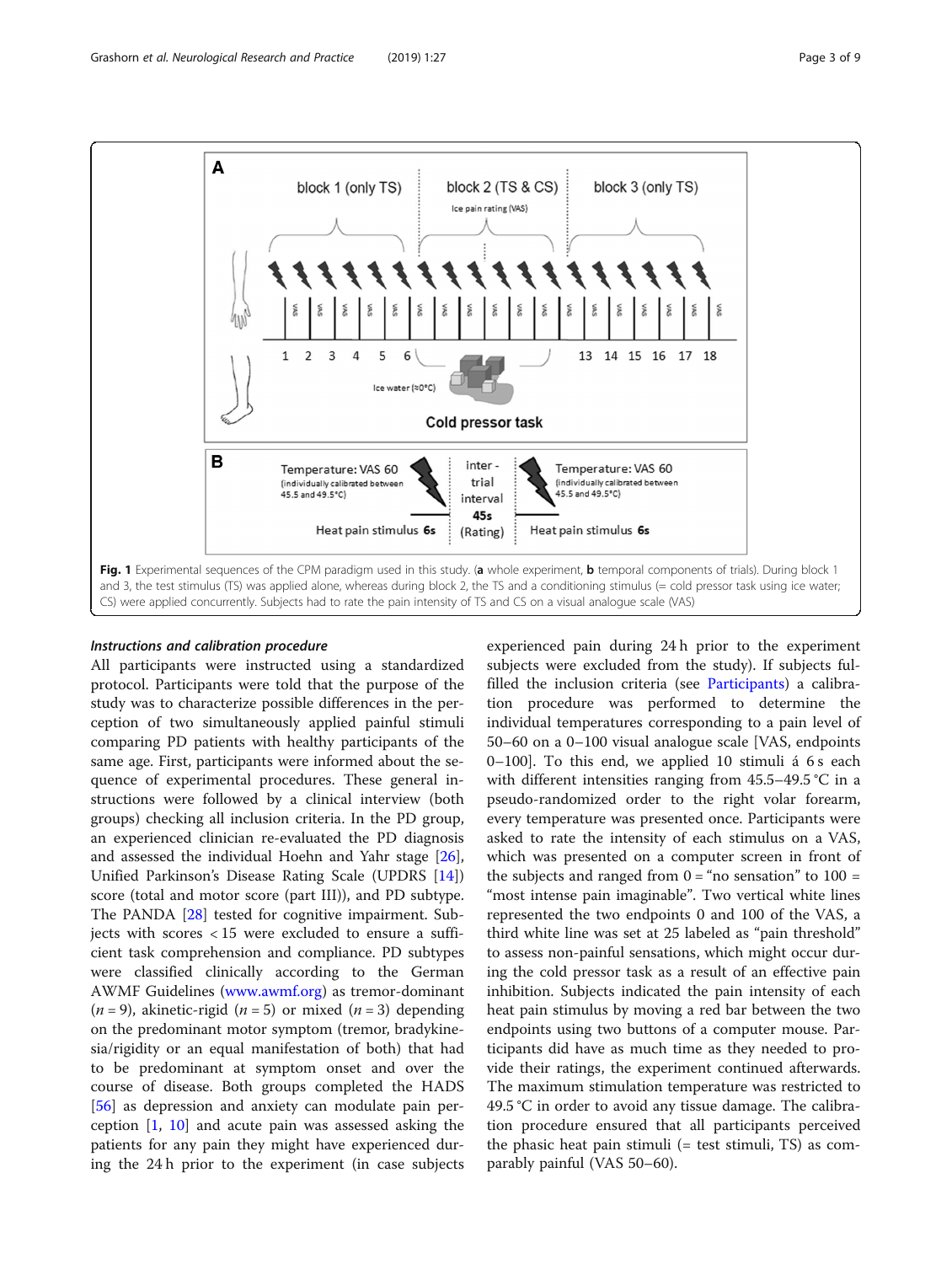Fig. 1 Experimental sequences of the CPM paradigm used in this study. (**a** whole experiment, **b** temporal components of trials). During block 1 and 3, the test stimulus (TS) was applied alone, whereas during block 2, the TS and a conditioning stimulus (= cold pressor task using ice water; CS) were applied concurrently. Subjects had to rate the pain intensity of TS and CS on a visual analogue scale (VAS)

### *Instructions and calibration procedure*

All participants were instructed using a standardized protocol. Participants were told that the purpose of the study was to characterize possible differences in the perception of two simultaneously applied painful stimuli comparing PD patients with healthy participants of the same age. First, participants were informed about the sequence of experimental procedures. These general instructions were followed by a clinical interview (both groups) checking all inclusion criteria. In the PD group, an experienced clinician re-evaluated the PD diagnosis and assessed the individual Hoehn and Yahr stage [26], Unified Parkinson's Disease Rating Scale (UPDRS [14]) score (total and motor score (part III)), and PD subtype. The PANDA [28] tested for cognitive impairment. Subjects with scores < 15 were excluded to ensure a sufficient task comprehension and compliance. PD subtypes were classified clinically according to the German AWMF Guidelines (www.awmf.org) as tremor-dominant ($n = 9$), akinetic-rigid ($n = 5$) or mixed ($n = 3$) depending on the predominant motor symptom (tremor, bradykinesia/rigidity or an equal manifestation of both) that had to be predominant at symptom onset and over the course of disease. Both groups completed the HADS [56] as depression and anxiety can modulate pain perception [1, 10] and acute pain was assessed asking the patients for any pain they might have experienced during the 24 h prior to the experiment (in case subjects experienced pain during 24 h prior to the experiment subjects were excluded from the study). If subjects fulfilled the inclusion criteria (see Participants) a calibration procedure was performed to determine the individual temperatures corresponding to a pain level of 50–60 on a 0–100 visual analogue scale [VAS, endpoints 0–100]. To this end, we applied 10 stimuli á 6 s each with different intensities ranging from 45.5–49.5 °C in a pseudo-randomized order to the right volar forearm, every temperature was presented once. Participants were asked to rate the intensity of each stimulus on a VAS, which was presented on a computer screen in front of the subjects and ranged from 0 = "no sensation" to 100 = "most intense pain imaginable". Two vertical white lines represented the two endpoints 0 and 100 of the VAS, a third white line was set at 25 labeled as "pain threshold" to assess non-painful sensations, which might occur during the cold pressor task as a result of an effective pain inhibition. Subjects indicated the pain intensity of each heat pain stimulus by moving a red bar between the two endpoints using two buttons of a computer mouse. Participants did have as much time as they needed to provide their ratings, the experiment continued afterwards. The maximum stimulation temperature was restricted to 49.5 °C in order to avoid any tissue damage. The calibration procedure ensured that all participants perceived the phasic heat pain stimuli (= test stimuli, TS) as comparably painful (VAS 50–60).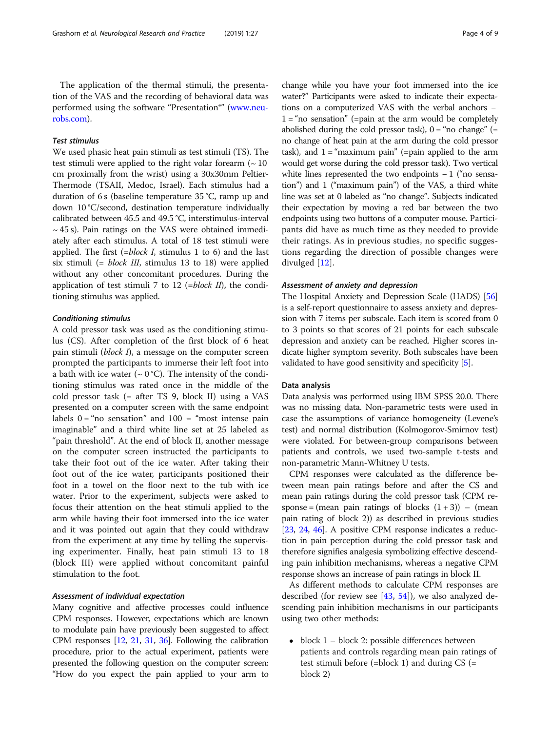The application of the thermal stimuli, the presentation of the VAS and the recording of behavioral data was performed using the software "Presentation®" (www.neurobs.com).

### *Test stimulus*

We used phasic heat pain stimuli as test stimuli (TS). The test stimuli were applied to the right volar forearm (~ 10 cm proximally from the wrist) using a 30x30mm Peltier-Thermode (TSAII, Medoc, Israel). Each stimulus had a duration of 6 s (baseline temperature 35 °C, ramp up and down 10 °C/second, destination temperature individually calibrated between 45.5 and 49.5 °C, interstimulus-interval ~ 45 s). Pain ratings on the VAS were obtained immediately after each stimulus. A total of 18 test stimuli were applied. The first (=*block I*, stimulus 1 to 6) and the last six stimuli (= *block III*, stimulus 13 to 18) were applied without any other concomitant procedures. During the application of test stimuli 7 to 12 (=*block II*), the conditioning stimulus was applied.

### *Conditioning stimulus*

A cold pressor task was used as the conditioning stimulus (CS). After completion of the first block of 6 heat pain stimuli (*block I*), a message on the computer screen prompted the participants to immerse their left foot into a bath with ice water (~ 0 °C). The intensity of the conditioning stimulus was rated once in the middle of the cold pressor task (= after TS 9, block II) using a VAS presented on a computer screen with the same endpoint labels 0 = "no sensation" and 100 = "most intense pain imaginable" and a third white line set at 25 labeled as "pain threshold". At the end of block II, another message on the computer screen instructed the participants to take their foot out of the ice water. After taking their foot out of the ice water, participants positioned their foot in a towel on the floor next to the tub with ice water. Prior to the experiment, subjects were asked to focus their attention on the heat stimuli applied to the arm while having their foot immersed into the ice water and it was pointed out again that they could withdraw from the experiment at any time by telling the supervising experimenter. Finally, heat pain stimuli 13 to 18 (block III) were applied without concomitant painful stimulation to the foot.

### *Assessment of individual expectation*

Many cognitive and affective processes could influence CPM responses. However, expectations which are known to modulate pain have previously been suggested to affect CPM responses [12, 21, 31, 36]. Following the calibration procedure, prior to the actual experiment, patients were presented the following question on the computer screen: "How do you expect the pain applied to your arm to change while you have your foot immersed into the ice water?" Participants were asked to indicate their expectations on a computerized VAS with the verbal anchors − 1 = "no sensation" (=pain at the arm would be completely abolished during the cold pressor task), 0 = "no change" (= no change of heat pain at the arm during the cold pressor task), and 1 = "maximum pain" (=pain applied to the arm would get worse during the cold pressor task). Two vertical white lines represented the two endpoints − 1 ("no sensation") and 1 ("maximum pain") of the VAS, a third white line was set at 0 labeled as "no change". Subjects indicated their expectation by moving a red bar between the two endpoints using two buttons of a computer mouse. Participants did have as much time as they needed to provide their ratings. As in previous studies, no specific suggestions regarding the direction of possible changes were divulged [12].

### *Assessment of anxiety and depression*

The Hospital Anxiety and Depression Scale (HADS) [56] is a self-report questionnaire to assess anxiety and depression with 7 items per subscale. Each item is scored from 0 to 3 points so that scores of 21 points for each subscale depression and anxiety can be reached. Higher scores indicate higher symptom severity. Both subscales have been validated to have good sensitivity and specificity [5].

## Data analysis

Data analysis was performed using IBM SPSS 20.0. There was no missing data. Non-parametric tests were used in case the assumptions of variance homogeneity (Levene's test) and normal distribution (Kolmogorov-Smirnov test) were violated. For between-group comparisons between patients and controls, we used two-sample t-tests and non-parametric Mann-Whitney U tests.

CPM responses were calculated as the difference between mean pain ratings before and after the CS and mean pain ratings during the cold pressor task (CPM response = (mean pain ratings of blocks (1 + 3)) − (mean pain rating of block 2)) as described in previous studies [23, 24, 46]. A positive CPM response indicates a reduction in pain perception during the cold pressor task and therefore signifies analgesia symbolizing effective descending pain inhibition mechanisms, whereas a negative CPM response shows an increase of pain ratings in block II.

As different methods to calculate CPM responses are described (for review see [43, 54]), we also analyzed descending pain inhibition mechanisms in our participants using two other methods:

- block 1 – block 2: possible differences between patients and controls regarding mean pain ratings of test stimuli before (=block 1) and during CS (= block 2)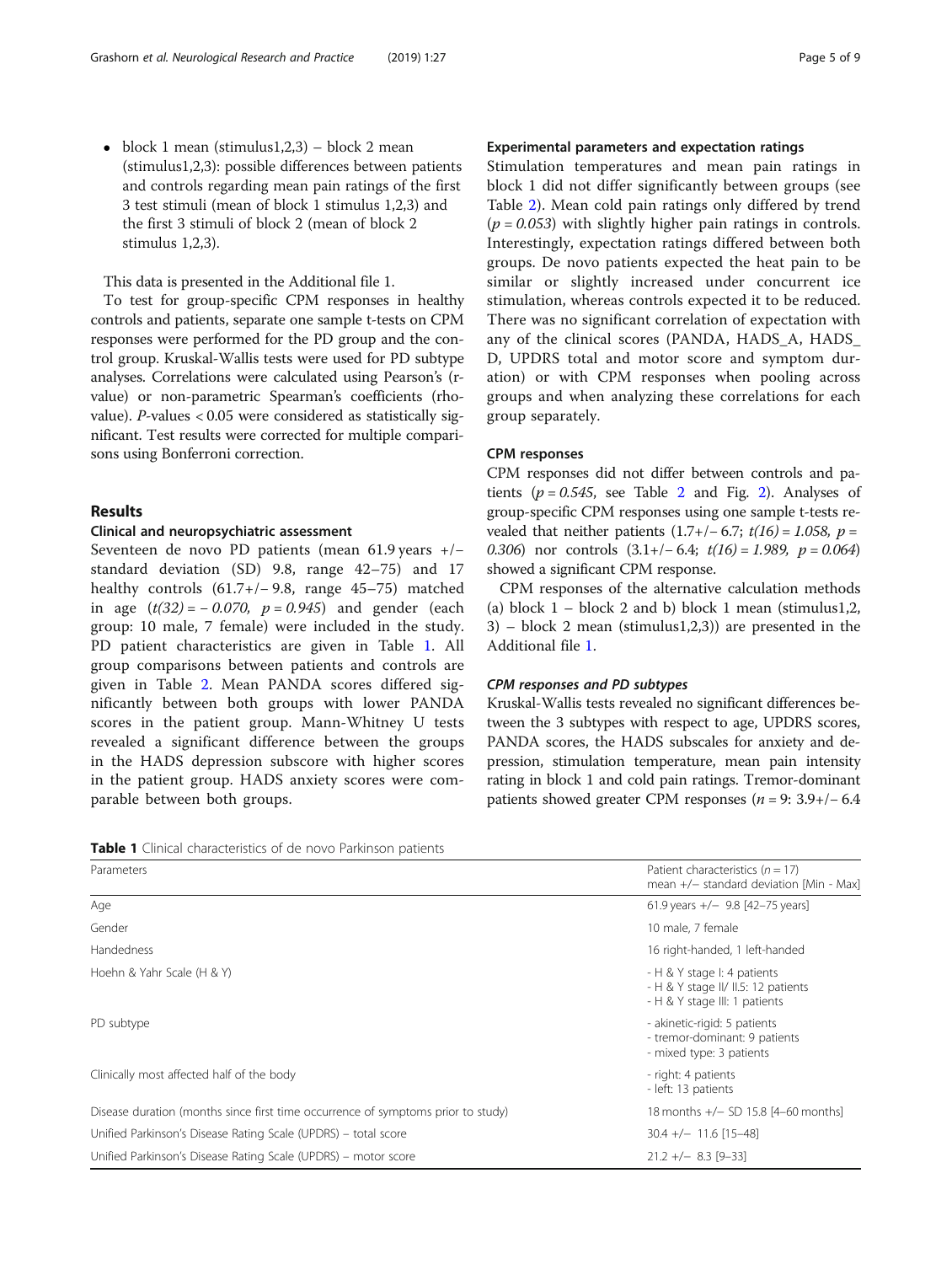- block 1 mean (stimulus1,2,3) – block 2 mean (stimulus1,2,3): possible differences between patients and controls regarding mean pain ratings of the first 3 test stimuli (mean of block 1 stimulus 1,2,3) and the first 3 stimuli of block 2 (mean of block 2 stimulus 1,2,3).

This data is presented in the Additional file 1.

To test for group-specific CPM responses in healthy controls and patients, separate one sample t-tests on CPM responses were performed for the PD group and the control group. Kruskal-Wallis tests were used for PD subtype analyses. Correlations were calculated using Pearson's (r-value) or non-parametric Spearman's coefficients (rho-value). *P*-values < 0.05 were considered as statistically significant. Test results were corrected for multiple comparisons using Bonferroni correction.

## Results

### Clinical and neuropsychiatric assessment

Seventeen de novo PD patients (mean 61.9 years +/− standard deviation (SD) 9.8, range 42–75) and 17 healthy controls (61.7+/− 9.8, range 45–75) matched in age (*t(32) = − 0.070, p = 0.945*) and gender (each group: 10 male, 7 female) were included in the study. PD patient characteristics are given in Table 1. All group comparisons between patients and controls are given in Table 2. Mean PANDA scores differed significantly between both groups with lower PANDA scores in the patient group. Mann-Whitney U tests revealed a significant difference between the groups in the HADS depression subscore with higher scores in the patient group. HADS anxiety scores were comparable between both groups.

### Experimental parameters and expectation ratings

Stimulation temperatures and mean pain ratings in block 1 did not differ significantly between groups (see Table 2). Mean cold pain ratings only differed by trend (*p = 0.053*) with slightly higher pain ratings in controls. Interestingly, expectation ratings differed between both groups. De novo patients expected the heat pain to be similar or slightly increased under concurrent ice stimulation, whereas controls expected it to be reduced. There was no significant correlation of expectation with any of the clinical scores (PANDA, HADS_A, HADS_D, UPDRS total and motor score and symptom duration) or with CPM responses when pooling across groups and when analyzing these correlations for each group separately.

### CPM responses

CPM responses did not differ between controls and patients (*p = 0.545*, see Table 2 and Fig. 2). Analyses of group-specific CPM responses using one sample t-tests revealed that neither patients (1.7+/− 6.7; *t(16) = 1.058, p = 0.306*) nor controls (3.1+/− 6.4; *t(16) = 1.989, p = 0.064*) showed a significant CPM response.

CPM responses of the alternative calculation methods (a) block 1 – block 2 and b) block 1 mean (stimulus1,2,3) – block 2 mean (stimulus1,2,3)) are presented in the Additional file 1.

#### *CPM responses and PD subtypes*

Kruskal-Wallis tests revealed no significant differences between the 3 subtypes with respect to age, UPDRS scores, PANDA scores, the HADS subscales for anxiety and depression, stimulation temperature, mean pain intensity rating in block 1 and cold pain ratings. Tremor-dominant patients showed greater CPM responses (*n* = 9: 3.9+/− 6.4

**Table 1** Clinical characteristics of de novo Parkinson patients

| Parameters | Patient characteristics ($n = 17$) mean +/− standard deviation [Min - Max] |
|---|---|
| Age | 61.9 years +/− 9.8 [42–75 years] |
| Gender | 10 male, 7 female |
| Handedness | 16 right-handed, 1 left-handed |
| Hoehn & Yahr Scale (H & Y) | - H & Y stage I: 4 patients<br>- H & Y stage II/ II.5: 12 patients<br>- H & Y stage III: 1 patients |
| PD subtype | - akinetic-rigid: 5 patients<br>- tremor-dominant: 9 patients<br>- mixed type: 3 patients |
| Clinically most affected half of the body | - right: 4 patients<br>- left: 13 patients |
| Disease duration (months since first time occurrence of symptoms prior to study) | 18 months +/− SD 15.8 [4–60 months] |
| Unified Parkinson's Disease Rating Scale (UPDRS) – total score | 30.4 +/− 11.6 [15–48] |
| Unified Parkinson's Disease Rating Scale (UPDRS) – motor score | 21.2 +/− 8.3 [9–33] |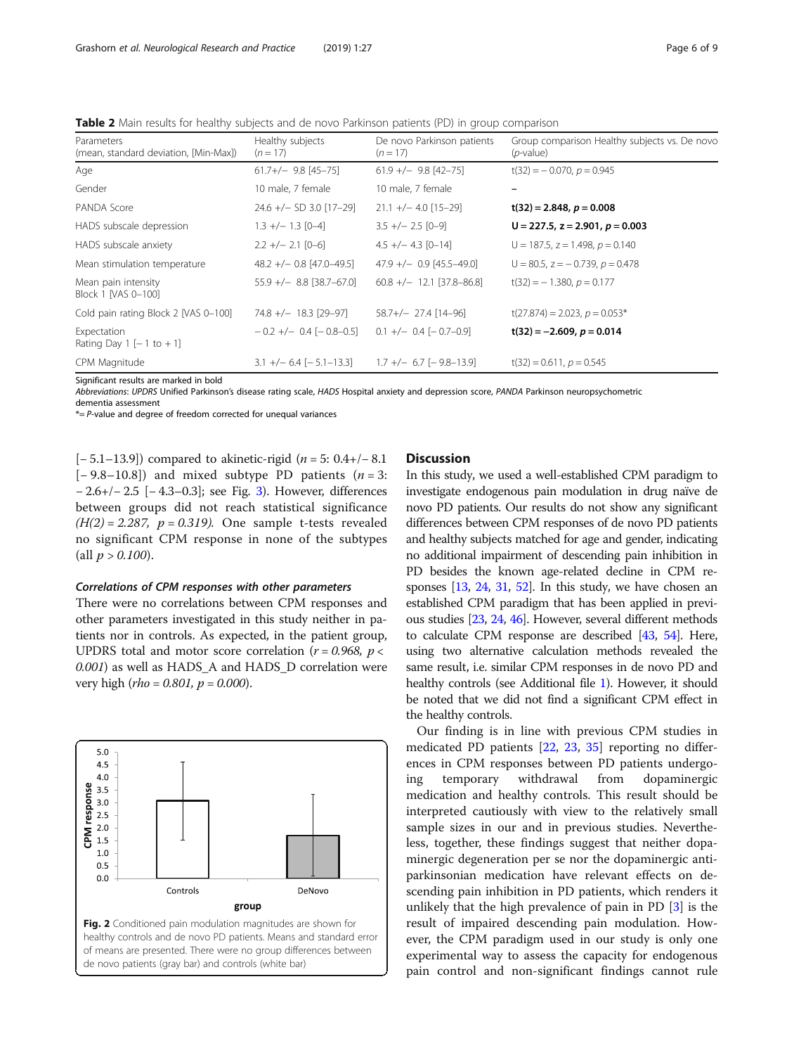**Table 2** Main results for healthy subjects and de novo Parkinson patients (PD) in group comparison

| Parameters (mean, standard deviation, [Min-Max]) | Healthy subjects ($n = 17$) | De novo Parkinson patients ($n = 17$) | Group comparison Healthy subjects vs. De novo (p-value) |
|---|---|---|---|
| Age | 61.7+/− 9.8 [45–75] | 61.9 +/− 9.8 [42–75] | t(32) = − 0.070, p = 0.945 |
| Gender | 10 male, 7 female | 10 male, 7 female | – |
| PANDA Score | 24.6 +/− SD 3.0 [17–29] | 21.1 +/− 4.0 [15–29] | **t(32) = 2.848, p = 0.008** |
| HADS subscale depression | 1.3 +/− 1.3 [0–4] | 3.5 +/− 2.5 [0–9] | **U = 227.5, z = 2.901, p = 0.003** |
| HADS subscale anxiety | 2.2 +/− 2.1 [0–6] | 4.5 +/− 4.3 [0–14] | U = 187.5, z = 1.498, p = 0.140 |
| Mean stimulation temperature | 48.2 +/− 0.8 [47.0–49.5] | 47.9 +/− 0.9 [45.5–49.0] | U = 80.5, z = − 0.739, p = 0.478 |
| Mean pain intensity Block 1 [VAS 0–100] | 55.9 +/− 8.8 [38.7–67.0] | 60.8 +/− 12.1 [37.8–86.8] | t(32) = − 1.380, p = 0.177 |
| Cold pain rating Block 2 [VAS 0–100] | 74.8 +/− 18.3 [29–97] | 58.7+/− 27.4 [14–96] | t(27.874) = 2.023, p = 0.053* |
| Expectation Rating Day 1 [− 1 to + 1] | − 0.2 +/− 0.4 [− 0.8–0.5] | 0.1 +/− 0.4 [− 0.7–0.9] | **t(32) = −2.609, p = 0.014** |
| CPM Magnitude | 3.1 +/− 6.4 [− 5.1–13.3] | 1.7 +/− 6.7 [− 9.8–13.9] | t(32) = 0.611, p = 0.545 |

Significant results are marked in bold

*Abbreviations*: *UPDRS* Unified Parkinson's disease rating scale, *HADS* Hospital anxiety and depression score, *PANDA* Parkinson neuropsychometric dementia assessment

*= P-value and degree of freedom corrected for unequal variances

[− 5.1–13.9]) compared to akinetic-rigid ($n = 5$: 0.4+/− 8.1 [− 9.8–10.8]) and mixed subtype PD patients ($n = 3$: − 2.6+/− 2.5 [− 4.3–0.3]; see Fig. 3). However, differences between groups did not reach statistical significance ($H(2) = 2.287$, $p = 0.319$). One sample t-tests revealed no significant CPM response in none of the subtypes (all $p > 0.100$).

#### Correlations of CPM responses with other parameters

There were no correlations between CPM responses and other parameters investigated in this study neither in patients nor in controls. As expected, in the patient group, UPDRS total and motor score correlation ($r = 0.968$, $p < 0.001$) as well as HADS_A and HADS_D correlation were very high ($rho = 0.801$, $p = 0.000$).

**Fig. 2** Conditioned pain modulation magnitudes are shown for healthy controls and de novo PD patients. Means and standard error of means are presented. There were no group differences between de novo patients (gray bar) and controls (white bar)

## Discussion

In this study, we used a well-established CPM paradigm to investigate endogenous pain modulation in drug naïve de novo PD patients. Our results do not show any significant differences between CPM responses of de novo PD patients and healthy subjects matched for age and gender, indicating no additional impairment of descending pain inhibition in PD besides the known age-related decline in CPM responses [13, 24, 31, 52]. In this study, we have chosen an established CPM paradigm that has been applied in previous studies [23, 24, 46]. However, several different methods to calculate CPM response are described [43, 54]. Here, using two alternative calculation methods revealed the same result, i.e. similar CPM responses in de novo PD and healthy controls (see Additional file 1). However, it should be noted that we did not find a significant CPM effect in the healthy controls.

Our finding is in line with previous CPM studies in medicated PD patients [22, 23, 35] reporting no differences in CPM responses between PD patients undergoing temporary withdrawal from dopaminergic medication and healthy controls. This result should be interpreted cautiously with view to the relatively small sample sizes in our and in previous studies. Nevertheless, together, these findings suggest that neither dopaminergic degeneration per se nor the dopaminergic antiparkinsonian medication have relevant effects on descending pain inhibition in PD patients, which renders it unlikely that the high prevalence of pain in PD [3] is the result of impaired descending pain modulation. However, the CPM paradigm used in our study is only one experimental way to assess the capacity for endogenous pain control and non-significant findings cannot rule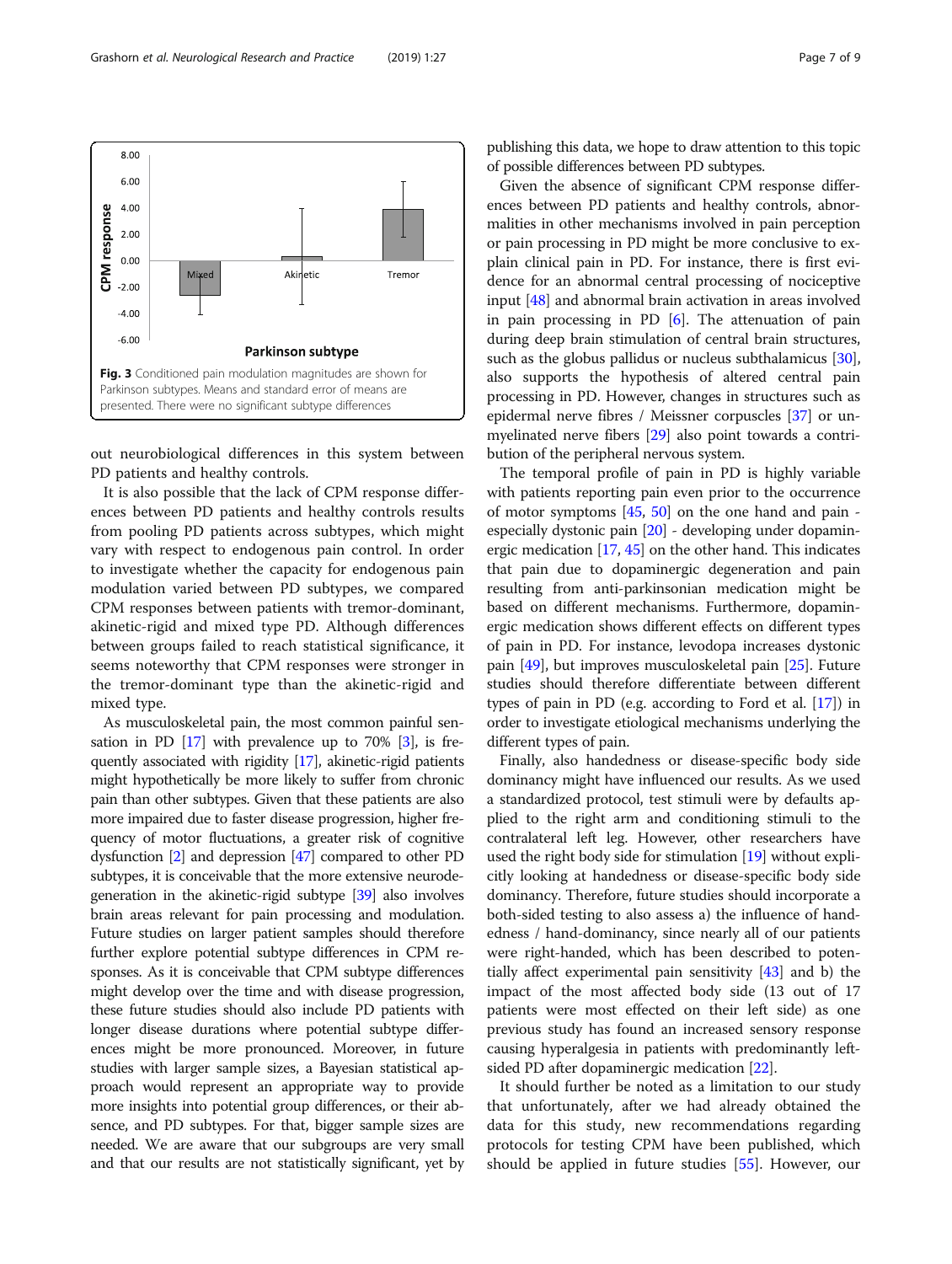Fig. 3 Conditioned pain modulation magnitudes are shown for Parkinson subtypes. Means and standard error of means are presented. There were no significant subtype differences

out neurobiological differences in this system between PD patients and healthy controls.

It is also possible that the lack of CPM response differences between PD patients and healthy controls results from pooling PD patients across subtypes, which might vary with respect to endogenous pain control. In order to investigate whether the capacity for endogenous pain modulation varied between PD subtypes, we compared CPM responses between patients with tremor-dominant, akinetic-rigid and mixed type PD. Although differences between groups failed to reach statistical significance, it seems noteworthy that CPM responses were stronger in the tremor-dominant type than the akinetic-rigid and mixed type.

As musculoskeletal pain, the most common painful sensation in PD [17] with prevalence up to 70% [3], is frequently associated with rigidity [17], akinetic-rigid patients might hypothetically be more likely to suffer from chronic pain than other subtypes. Given that these patients are also more impaired due to faster disease progression, higher frequency of motor fluctuations, a greater risk of cognitive dysfunction [2] and depression [47] compared to other PD subtypes, it is conceivable that the more extensive neurodegeneration in the akinetic-rigid subtype [39] also involves brain areas relevant for pain processing and modulation. Future studies on larger patient samples should therefore further explore potential subtype differences in CPM responses. As it is conceivable that CPM subtype differences might develop over the time and with disease progression, these future studies should also include PD patients with longer disease durations where potential subtype differences might be more pronounced. Moreover, in future studies with larger sample sizes, a Bayesian statistical approach would represent an appropriate way to provide more insights into potential group differences, or their absence, and PD subtypes. For that, bigger sample sizes are needed. We are aware that our subgroups are very small and that our results are not statistically significant, yet by publishing this data, we hope to draw attention to this topic of possible differences between PD subtypes.

Given the absence of significant CPM response differences between PD patients and healthy controls, abnormalities in other mechanisms involved in pain perception or pain processing in PD might be more conclusive to explain clinical pain in PD. For instance, there is first evidence for an abnormal central processing of nociceptive input [48] and abnormal brain activation in areas involved in pain processing in PD [6]. The attenuation of pain during deep brain stimulation of central brain structures, such as the globus pallidus or nucleus subthalamicus [30], also supports the hypothesis of altered central pain processing in PD. However, changes in structures such as epidermal nerve fibres / Meissner corpuscles [37] or unmyelinated nerve fibers [29] also point towards a contribution of the peripheral nervous system.

The temporal profile of pain in PD is highly variable with patients reporting pain even prior to the occurrence of motor symptoms [45, 50] on the one hand and pain - especially dystonic pain [20] - developing under dopaminergic medication [17, 45] on the other hand. This indicates that pain due to dopaminergic degeneration and pain resulting from anti-parkinsonian medication might be based on different mechanisms. Furthermore, dopaminergic medication shows different effects on different types of pain in PD. For instance, levodopa increases dystonic pain [49], but improves musculoskeletal pain [25]. Future studies should therefore differentiate between different types of pain in PD (e.g. according to Ford et al. [17]) in order to investigate etiological mechanisms underlying the different types of pain.

Finally, also handedness or disease-specific body side dominancy might have influenced our results. As we used a standardized protocol, test stimuli were by defaults applied to the right arm and conditioning stimuli to the contralateral left leg. However, other researchers have used the right body side for stimulation [19] without explicitly looking at handedness or disease-specific body side dominancy. Therefore, future studies should incorporate a both-sided testing to also assess a) the influence of handedness / hand-dominancy, since nearly all of our patients were right-handed, which has been described to potentially affect experimental pain sensitivity [43] and b) the impact of the most affected body side (13 out of 17 patients were most effected on their left side) as one previous study has found an increased sensory response causing hyperalgesia in patients with predominantly left-sided PD after dopaminergic medication [22].

It should further be noted as a limitation to our study that unfortunately, after we had already obtained the data for this study, new recommendations regarding protocols for testing CPM have been published, which should be applied in future studies [55]. However, our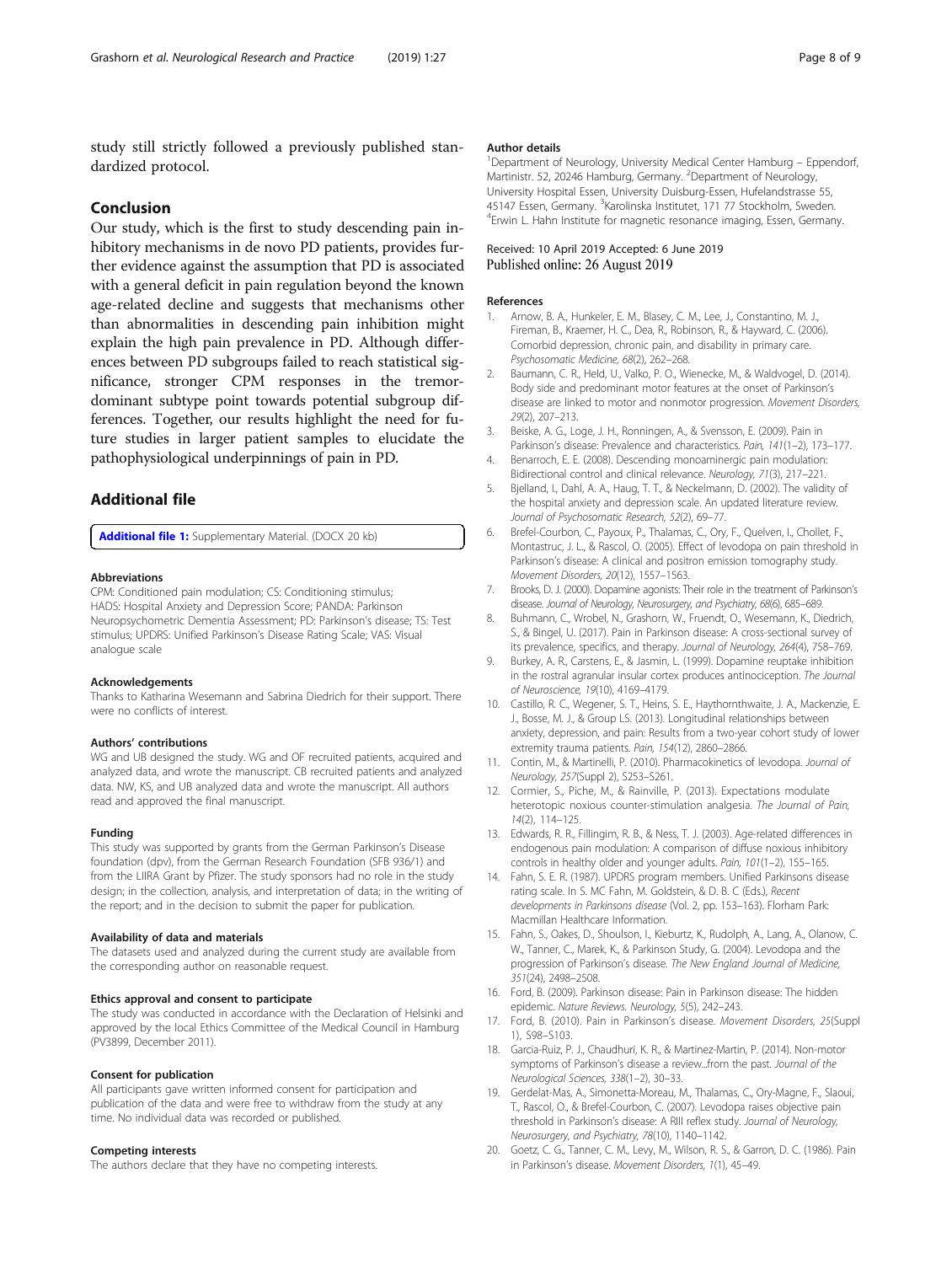study still strictly followed a previously published standardized protocol.

## Conclusion

Our study, which is the first to study descending pain inhibitory mechanisms in de novo PD patients, provides further evidence against the assumption that PD is associated with a general deficit in pain regulation beyond the known age-related decline and suggests that mechanisms other than abnormalities in descending pain inhibition might explain the high pain prevalence in PD. Although differences between PD subgroups failed to reach statistical significance, stronger CPM responses in the tremor-dominant subtype point towards potential subgroup differences. Together, our results highlight the need for future studies in larger patient samples to elucidate the pathophysiological underpinnings of pain in PD.

## Additional file

**Additional file 1:** Supplementary Material. (DOCX 20 kb)

### Abbreviations

CPM: Conditioned pain modulation; CS: Conditioning stimulus; HADS: Hospital Anxiety and Depression Score; PANDA: Parkinson Neuropsychometric Dementia Assessment; PD: Parkinson's disease; TS: Test stimulus; UPDRS: Unified Parkinson's Disease Rating Scale; VAS: Visual analogue scale

### Acknowledgements

Thanks to Katharina Wesemann and Sabrina Diedrich for their support. There were no conflicts of interest.

### Authors' contributions

WG and UB designed the study. WG and OF recruited patients, acquired and analyzed data, and wrote the manuscript. CB recruited patients and analyzed data. NW, KS, and UB analyzed data and wrote the manuscript. All authors read and approved the final manuscript.

### Funding

This study was supported by grants from the German Parkinson's Disease foundation (dpv), from the German Research Foundation (SFB 936/1) and from the LIIRA Grant by Pfizer. The study sponsors had no role in the study design; in the collection, analysis, and interpretation of data; in the writing of the report; and in the decision to submit the paper for publication.

### Availability of data and materials

The datasets used and analyzed during the current study are available from the corresponding author on reasonable request.

### Ethics approval and consent to participate

The study was conducted in accordance with the Declaration of Helsinki and approved by the local Ethics Committee of the Medical Council in Hamburg (PV3899, December 2011).

### Consent for publication

All participants gave written informed consent for participation and publication of the data and were free to withdraw from the study at any time. No individual data was recorded or published.

### Competing interests

The authors declare that they have no competing interests.

### Author details

[1]Department of Neurology, University Medical Center Hamburg – Eppendorf, Martinistr. 52, 20246 Hamburg, Germany. [2]Department of Neurology, University Hospital Essen, University Duisburg-Essen, Hufelandstrasse 55, 45147 Essen, Germany. [3]Karolinska Institutet, 171 77 Stockholm, Sweden. [4]Erwin L. Hahn Institute for magnetic resonance imaging, Essen, Germany.

Received: 10 April 2019 Accepted: 6 June 2019
Published online: 26 August 2019

### References

1. Arnow, B. A., Hunkeler, E. M., Blasey, C. M., Lee, J., Constantino, M. J., Fireman, B., Kraemer, H. C., Dea, R., Robinson, R., & Hayward, C. (2006). Comorbid depression, chronic pain, and disability in primary care. *Psychosomatic Medicine, 68*(2), 262–268.
2. Baumann, C. R., Held, U., Valko, P. O., Wienecke, M., & Waldvogel, D. (2014). Body side and predominant motor features at the onset of Parkinson's disease are linked to motor and nonmotor progression. *Movement Disorders, 29*(2), 207–213.
3. Beiske, A. G., Loge, J. H., Ronningen, A., & Svensson, E. (2009). Pain in Parkinson's disease: Prevalence and characteristics. *Pain, 141*(1–2), 173–177.
4. Benarroch, E. E. (2008). Descending monoaminergic pain modulation: Bidirectional control and clinical relevance. *Neurology, 71*(3), 217–221.
5. Bjelland, I., Dahl, A. A., Haug, T. T., & Neckelmann, D. (2002). The validity of the hospital anxiety and depression scale. An updated literature review. *Journal of Psychosomatic Research, 52*(2), 69–77.
6. Brefel-Courbon, C., Payoux, P., Thalamas, C., Ory, F., Quelven, I., Chollet, F., Montastruc, J. L., & Rascol, O. (2005). Effect of levodopa on pain threshold in Parkinson's disease: A clinical and positron emission tomography study. *Movement Disorders, 20*(12), 1557–1563.
7. Brooks, D. J. (2000). Dopamine agonists: Their role in the treatment of Parkinson's disease. *Journal of Neurology, Neurosurgery, and Psychiatry, 68*(6), 685–689.
8. Buhmann, C., Wrobel, N., Grashorn, W., Fruendt, O., Wesemann, K., Diedrich, S., & Bingel, U. (2017). Pain in Parkinson disease: A cross-sectional survey of its prevalence, specifics, and therapy. *Journal of Neurology, 264*(4), 758–769.
9. Burkey, A. R., Carstens, E., & Jasmin, L. (1999). Dopamine reuptake inhibition in the rostral agranular insular cortex produces antinociception. *The Journal of Neuroscience, 19*(10), 4169–4179.
10. Castillo, R. C., Wegener, S. T., Heins, S. E., Haythornthwaite, J. A., Mackenzie, E. J., Bosse, M. J., & Group LS. (2013). Longitudinal relationships between anxiety, depression, and pain: Results from a two-year cohort study of lower extremity trauma patients. *Pain, 154*(12), 2860–2866.
11. Contin, M., & Martinelli, P. (2010). Pharmacokinetics of levodopa. *Journal of Neurology, 257*(Suppl 2), S253–S261.
12. Cormier, S., Piche, M., & Rainville, P. (2013). Expectations modulate heterotopic noxious counter-stimulation analgesia. *The Journal of Pain, 14*(2), 114–125.
13. Edwards, R. R., Fillingim, R. B., & Ness, T. J. (2003). Age-related differences in endogenous pain modulation: A comparison of diffuse noxious inhibitory controls in healthy older and younger adults. *Pain, 101*(1–2), 155–165.
14. Fahn, S. E. R. (1987). UPDRS program members. Unified Parkinsons disease rating scale. In S. MC Fahn, M. Goldstein, & D. B. C (Eds.), *Recent developments in Parkinsons disease* (Vol. 2, pp. 153–163). Florham Park: Macmillan Healthcare Information.
15. Fahn, S., Oakes, D., Shoulson, I., Kieburtz, K., Rudolph, A., Lang, A., Olanow, C. W., Tanner, C., Marek, K., & Parkinson Study, G. (2004). Levodopa and the progression of Parkinson's disease. *The New England Journal of Medicine, 351*(24), 2498–2508.
16. Ford, B. (2009). Parkinson disease: Pain in Parkinson disease: The hidden epidemic. *Nature Reviews. Neurology, 5*(5), 242–243.
17. Ford, B. (2010). Pain in Parkinson's disease. *Movement Disorders, 25*(Suppl 1), S98–S103.
18. Garcia-Ruiz, P. J., Chaudhuri, K. R., & Martinez-Martin, P. (2014). Non-motor symptoms of Parkinson's disease a review...from the past. *Journal of the Neurological Sciences, 338*(1–2), 30–33.
19. Gerdelat-Mas, A., Simonetta-Moreau, M., Thalamas, C., Ory-Magne, F., Slaoui, T., Rascol, O., & Brefel-Courbon, C. (2007). Levodopa raises objective pain threshold in Parkinson's disease: A RIII reflex study. *Journal of Neurology, Neurosurgery, and Psychiatry, 78*(10), 1140–1142.
20. Goetz, C. G., Tanner, C. M., Levy, M., Wilson, R. S., & Garron, D. C. (1986). Pain in Parkinson's disease. *Movement Disorders, 1*(1), 45–49.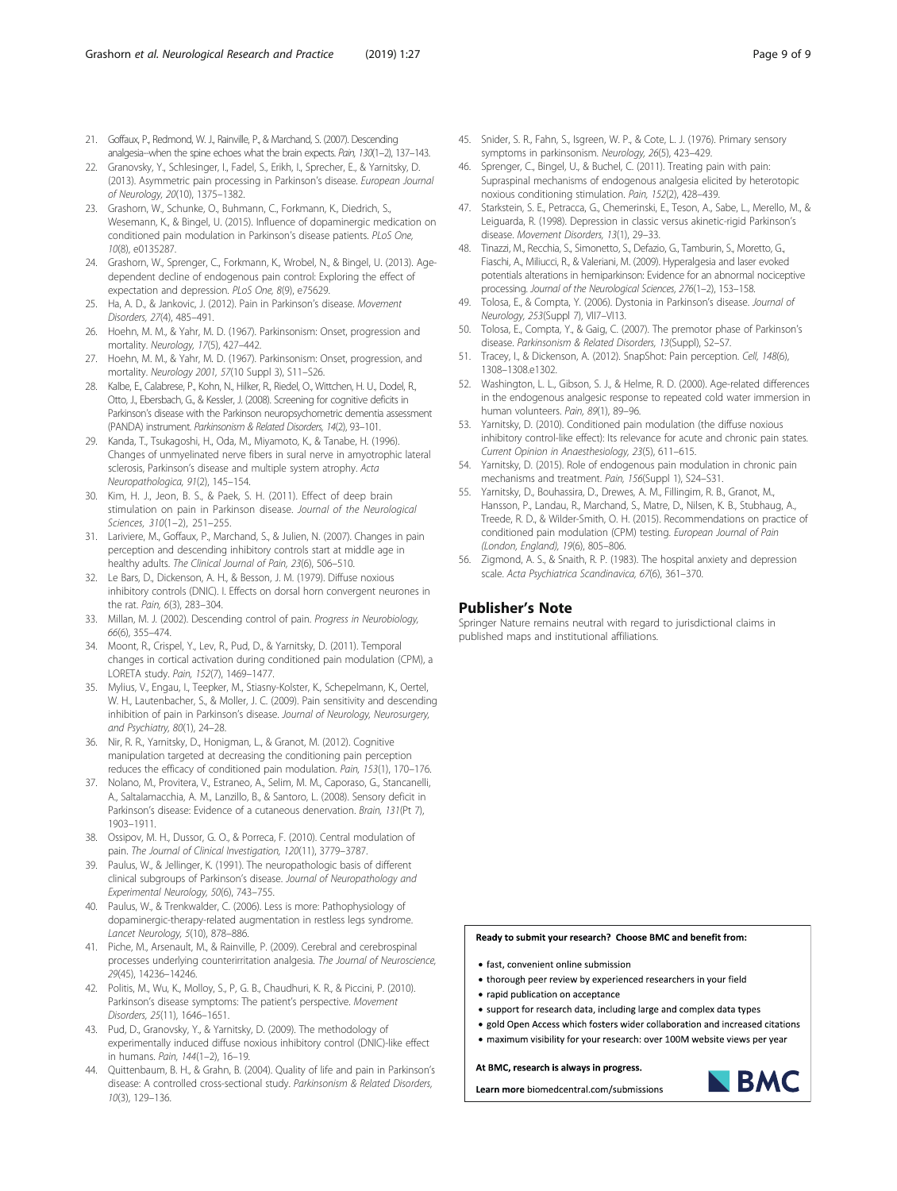21. Goffaux, P., Redmond, W. J., Rainville, P., & Marchand, S. (2007). Descending analgesia–when the spine echoes what the brain expects. *Pain, 130*(1–2), 137–143.
22. Granovsky, Y., Schlesinger, I., Fadel, S., Erikh, I., Sprecher, E., & Yarnitsky, D. (2013). Asymmetric pain processing in Parkinson's disease. *European Journal of Neurology, 20*(10), 1375–1382.
23. Grashorn, W., Schunke, O., Buhmann, C., Forkmann, K., Diedrich, S., Wesemann, K., & Bingel, U. (2015). Influence of dopaminergic medication on conditioned pain modulation in Parkinson's disease patients. *PLoS One, 10*(8), e0135287.
24. Grashorn, W., Sprenger, C., Forkmann, K., Wrobel, N., & Bingel, U. (2013). Age-dependent decline of endogenous pain control: Exploring the effect of expectation and depression. *PLoS One, 8*(9), e75629.
25. Ha, A. D., & Jankovic, J. (2012). Pain in Parkinson's disease. *Movement Disorders, 27*(4), 485–491.
26. Hoehn, M. M., & Yahr, M. D. (1967). Parkinsonism: Onset, progression and mortality. *Neurology, 17*(5), 427–442.
27. Hoehn, M. M., & Yahr, M. D. (1967). Parkinsonism: Onset, progression, and mortality. *Neurology 2001, 57*(10 Suppl 3), S11–S26.
28. Kalbe, E., Calabrese, P., Kohn, N., Hilker, R., Riedel, O., Wittchen, H. U., Dodel, R., Otto, J., Ebersbach, G., & Kessler, J. (2008). Screening for cognitive deficits in Parkinson's disease with the Parkinson neuropsychometric dementia assessment (PANDA) instrument. *Parkinsonism & Related Disorders, 14*(2), 93–101.
29. Kanda, T., Tsukagoshi, H., Oda, M., Miyamoto, K., & Tanabe, H. (1996). Changes of unmyelinated nerve fibers in sural nerve in amyotrophic lateral sclerosis, Parkinson's disease and multiple system atrophy. *Acta Neuropathologica, 91*(2), 145–154.
30. Kim, H. J., Jeon, B. S., & Paek, S. H. (2011). Effect of deep brain stimulation on pain in Parkinson disease. *Journal of the Neurological Sciences, 310*(1–2), 251–255.
31. Lariviere, M., Goffaux, P., Marchand, S., & Julien, N. (2007). Changes in pain perception and descending inhibitory controls start at middle age in healthy adults. *The Clinical Journal of Pain, 23*(6), 506–510.
32. Le Bars, D., Dickenson, A. H., & Besson, J. M. (1979). Diffuse noxious inhibitory controls (DNIC). I. Effects on dorsal horn convergent neurones in the rat. *Pain, 6*(3), 283–304.
33. Millan, M. J. (2002). Descending control of pain. *Progress in Neurobiology, 66*(6), 355–474.
34. Moont, R., Crispel, Y., Lev, R., Pud, D., & Yarnitsky, D. (2011). Temporal changes in cortical activation during conditioned pain modulation (CPM), a LORETA study. *Pain, 152*(7), 1469–1477.
35. Mylius, V., Engau, I., Teepker, M., Stiasny-Kolster, K., Schepelmann, K., Oertel, W. H., Lautenbacher, S., & Moller, J. C. (2009). Pain sensitivity and descending inhibition of pain in Parkinson's disease. *Journal of Neurology, Neurosurgery, and Psychiatry, 80*(1), 24–28.
36. Nir, R. R., Yarnitsky, D., Honigman, L., & Granot, M. (2012). Cognitive manipulation targeted at decreasing the conditioning pain perception reduces the efficacy of conditioned pain modulation. *Pain, 153*(1), 170–176.
37. Nolano, M., Provitera, V., Estraneo, A., Selim, M. M., Caporaso, G., Stancanelli, A., Saltalamacchia, A. M., Lanzillo, B., & Santoro, L. (2008). Sensory deficit in Parkinson's disease: Evidence of a cutaneous denervation. *Brain, 131*(Pt 7), 1903–1911.
38. Ossipov, M. H., Dussor, G. O., & Porreca, F. (2010). Central modulation of pain. *The Journal of Clinical Investigation, 120*(11), 3779–3787.
39. Paulus, W., & Jellinger, K. (1991). The neuropathologic basis of different clinical subgroups of Parkinson's disease. *Journal of Neuropathology and Experimental Neurology, 50*(6), 743–755.
40. Paulus, W., & Trenkwalder, C. (2006). Less is more: Pathophysiology of dopaminergic-therapy-related augmentation in restless legs syndrome. *Lancet Neurology, 5*(10), 878–886.
41. Piche, M., Arsenault, M., & Rainville, P. (2009). Cerebral and cerebrospinal processes underlying counterirritation analgesia. *The Journal of Neuroscience, 29*(45), 14236–14246.
42. Politis, M., Wu, K., Molloy, S., P, G. B., Chaudhuri, K. R., & Piccini, P. (2010). Parkinson's disease symptoms: The patient's perspective. *Movement Disorders, 25*(11), 1646–1651.
43. Pud, D., Granovsky, Y., & Yarnitsky, D. (2009). The methodology of experimentally induced diffuse noxious inhibitory control (DNIC)-like effect in humans. *Pain, 144*(1–2), 16–19.
44. Quittenbaum, B. H., & Grahn, B. (2004). Quality of life and pain in Parkinson's disease: A controlled cross-sectional study. *Parkinsonism & Related Disorders, 10*(3), 129–136.
45. Snider, S. R., Fahn, S., Isgreen, W. P., & Cote, L. J. (1976). Primary sensory symptoms in parkinsonism. *Neurology, 26*(5), 423–429.
46. Sprenger, C., Bingel, U., & Buchel, C. (2011). Treating pain with pain: Supraspinal mechanisms of endogenous analgesia elicited by heterotopic noxious conditioning stimulation. *Pain, 152*(2), 428–439.
47. Starkstein, S. E., Petracca, G., Chemerinski, E., Teson, A., Sabe, L., Merello, M., & Leiguarda, R. (1998). Depression in classic versus akinetic-rigid Parkinson's disease. *Movement Disorders, 13*(1), 29–33.
48. Tinazzi, M., Recchia, S., Simonetto, S., Defazio, G., Tamburin, S., Moretto, G., Fiaschi, A., Miliucci, R., & Valeriani, M. (2009). Hyperalgesia and laser evoked potentials alterations in hemiparkinson: Evidence for an abnormal nociceptive processing. *Journal of the Neurological Sciences, 276*(1–2), 153–158.
49. Tolosa, E., & Compta, Y. (2006). Dystonia in Parkinson's disease. *Journal of Neurology, 253*(Suppl 7), VII7–VII13.
50. Tolosa, E., Compta, Y., & Gaig, C. (2007). The premotor phase of Parkinson's disease. *Parkinsonism & Related Disorders, 13*(Suppl), S2–S7.
51. Tracey, I., & Dickenson, A. (2012). SnapShot: Pain perception. *Cell, 148*(6), 1308–1308.e1302.
52. Washington, L. L., Gibson, S. J., & Helme, R. D. (2000). Age-related differences in the endogenous analgesic response to repeated cold water immersion in human volunteers. *Pain, 89*(1), 89–96.
53. Yarnitsky, D. (2010). Conditioned pain modulation (the diffuse noxious inhibitory control-like effect): Its relevance for acute and chronic pain states. *Current Opinion in Anaesthesiology, 23*(5), 611–615.
54. Yarnitsky, D. (2015). Role of endogenous pain modulation in chronic pain mechanisms and treatment. *Pain, 156*(Suppl 1), S24–S31.
55. Yarnitsky, D., Bouhassira, D., Drewes, A. M., Fillingim, R. B., Granot, M., Hansson, P., Landau, R., Marchand, S., Matre, D., Nilsen, K. B., Stubhaug, A., Treede, R. D., & Wilder-Smith, O. H. (2015). Recommendations on practice of conditioned pain modulation (CPM) testing. *European Journal of Pain (London, England), 19*(6), 805–806.
56. Zigmond, A. S., & Snaith, R. P. (1983). The hospital anxiety and depression scale. *Acta Psychiatrica Scandinavica, 67*(6), 361–370.

## Publisher's Note

Springer Nature remains neutral with regard to jurisdictional claims in published maps and institutional affiliations.

**Ready to submit your research? Choose BMC and benefit from:**

- fast, convenient online submission
- thorough peer review by experienced researchers in your field
- rapid publication on acceptance
- support for research data, including large and complex data types
- gold Open Access which fosters wider collaboration and increased citations
- maximum visibility for your research: over 100M website views per year

**At BMC, research is always in progress.**

**Learn more** biomedcentral.com/submissions

BMC